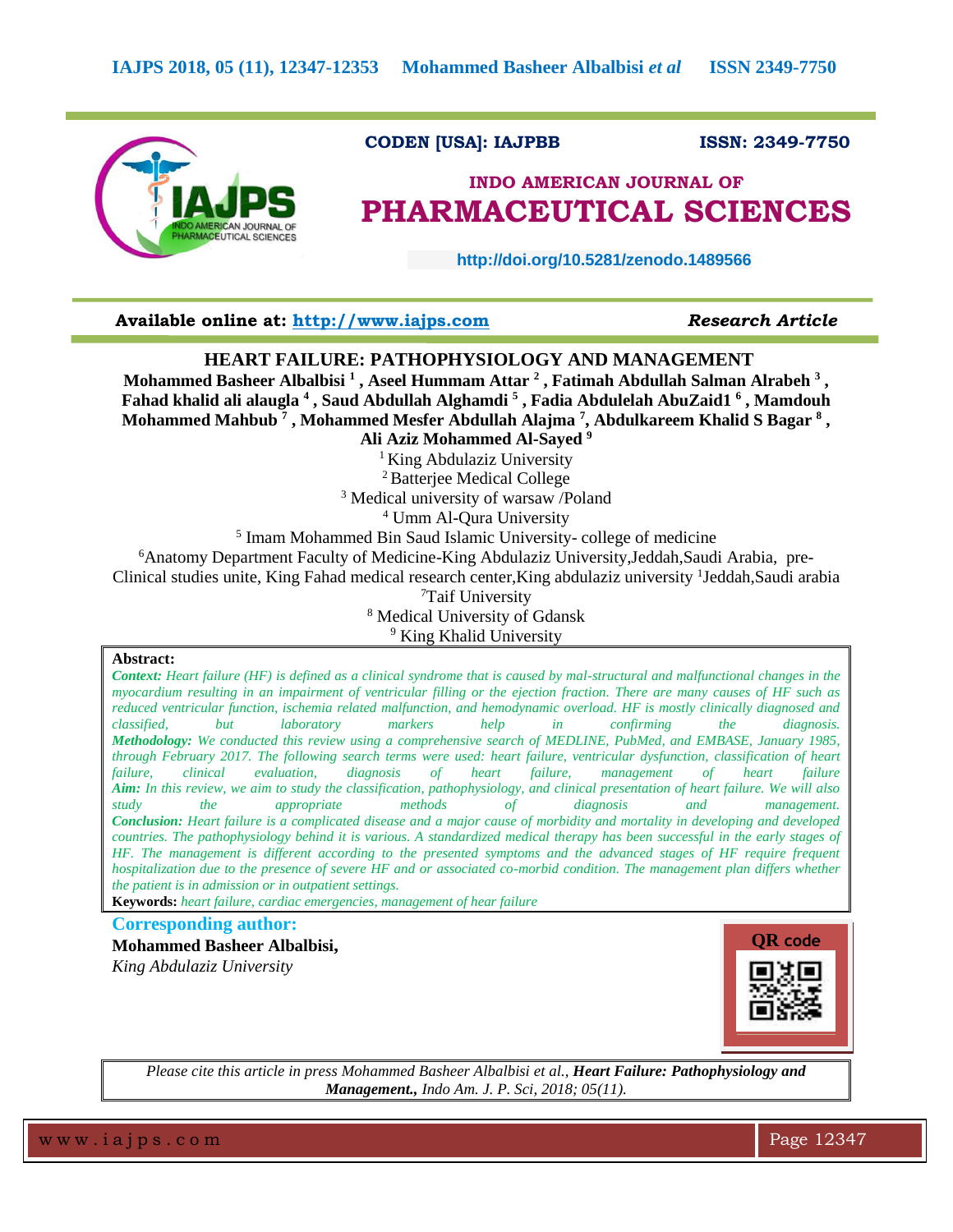CODEN [USA]: IAJPBB ISSN: 2349-7750

**INDO AMERICAN JOURNAL OF PHARMACEUTICAL SCIENCES**

http://doi.org/10.5281/zenodo.1489566

**Available online at: http://www.iajps.com** ***Research Article***

# HEART FAILURE: PATHOPHYSIOLOGY AND MANAGEMENT

**Mohammed Basheer Albalbisi [1] , Aseel Hummam Attar [2] , Fatimah Abdullah Salman Alrabeh [3] , Fahad khalid ali alaugla [4] , Saud Abdullah Alghamdi [5] , Fadia Abdulelah AbuZaid1 [6] , Mamdouh Mohammed Mahbub [7] , Mohammed Mesfer Abdullah Alajma [7], Abdulkareem Khalid S Bagar [8] , Ali Aziz Mohammed Al-Sayed [9]**

[1] King Abdulaziz University
[2] Batterjee Medical College
[3] Medical university of warsaw /Poland
[4] Umm Al-Qura University
[5] Imam Mohammed Bin Saud Islamic University- college of medicine
[6]Anatomy Department Faculty of Medicine-King Abdulaziz University,Jeddah,Saudi Arabia, pre-Clinical studies unite, King Fahad medical research center,King abdulaziz university [1]Jeddah,Saudi arabia
[7]Taif University
[8] Medical University of Gdansk
[9] King Khalid University

**Abstract:**

***Context:*** *Heart failure (HF) is defined as a clinical syndrome that is caused by mal-structural and malfunctional changes in the myocardium resulting in an impairment of ventricular filling or the ejection fraction. There are many causes of HF such as reduced ventricular function, ischemia related malfunction, and hemodynamic overload. HF is mostly clinically diagnosed and classified, but laboratory markers help in confirming the diagnosis.*
***Methodology:*** *We conducted this review using a comprehensive search of MEDLINE, PubMed, and EMBASE, January 1985, through February 2017. The following search terms were used: heart failure, ventricular dysfunction, classification of heart failure, clinical evaluation, diagnosis of heart failure, management of heart failure*
***Aim:*** *In this review, we aim to study the classification, pathophysiology, and clinical presentation of heart failure. We will also study the appropriate methods of diagnosis and management.*
***Conclusion:*** *Heart failure is a complicated disease and a major cause of morbidity and mortality in developing and developed countries. The pathophysiology behind it is various. A standardized medical therapy has been successful in the early stages of HF. The management is different according to the presented symptoms and the advanced stages of HF require frequent hospitalization due to the presence of severe HF and or associated co-morbid condition. The management plan differs whether the patient is in admission or in outpatient settings.*

**Keywords:** *heart failure, cardiac emergencies, management of hear failure*

**Corresponding author:**
**Mohammed Basheer Albalbisi,**
*King Abdulaziz University*

QR code

*Please cite this article in press Mohammed Basheer Albalbisi et al.,* ***Heart Failure: Pathophysiology and Management.,*** *Indo Am. J. P. Sci, 2018; 05(11).*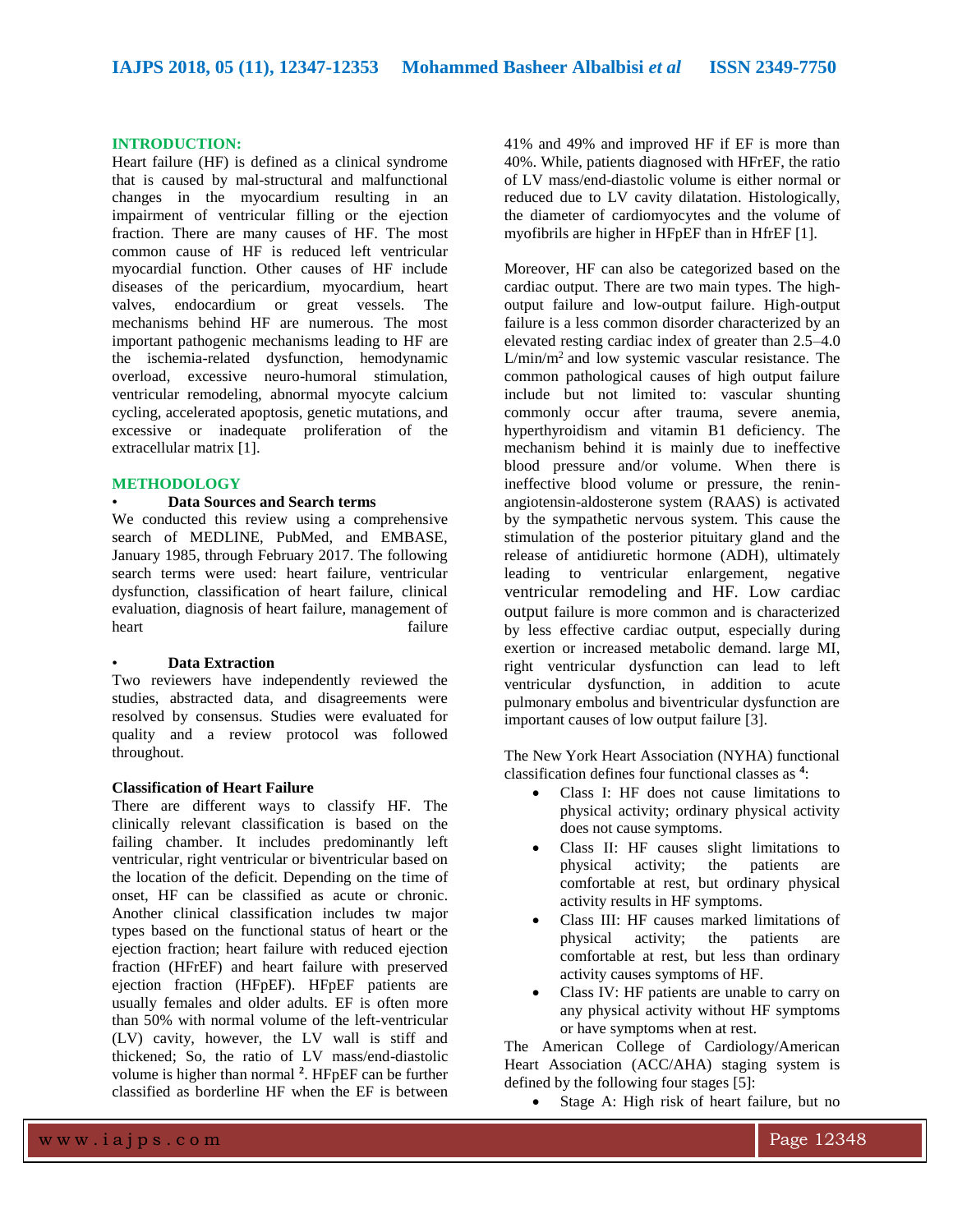## INTRODUCTION:

Heart failure (HF) is defined as a clinical syndrome that is caused by mal-structural and malfunctional changes in the myocardium resulting in an impairment of ventricular filling or the ejection fraction. There are many causes of HF. The most common cause of HF is reduced left ventricular myocardial function. Other causes of HF include diseases of the pericardium, myocardium, heart valves, endocardium or great vessels. The mechanisms behind HF are numerous. The most important pathogenic mechanisms leading to HF are the ischemia-related dysfunction, hemodynamic overload, excessive neuro-humoral stimulation, ventricular remodeling, abnormal myocyte calcium cycling, accelerated apoptosis, genetic mutations, and excessive or inadequate proliferation of the extracellular matrix [1].

## METHODOLOGY

- **Data Sources and Search terms**

We conducted this review using a comprehensive search of MEDLINE, PubMed, and EMBASE, January 1985, through February 2017. The following search terms were used: heart failure, ventricular dysfunction, classification of heart failure, clinical evaluation, diagnosis of heart failure, management of heart failure

- **Data Extraction**

Two reviewers have independently reviewed the studies, abstracted data, and disagreements were resolved by consensus. Studies were evaluated for quality and a review protocol was followed throughout.

### Classification of Heart Failure

There are different ways to classify HF. The clinically relevant classification is based on the failing chamber. It includes predominantly left ventricular, right ventricular or biventricular based on the location of the deficit. Depending on the time of onset, HF can be classified as acute or chronic. Another clinical classification includes tw major types based on the functional status of heart or the ejection fraction; heart failure with reduced ejection fraction (HFrEF) and heart failure with preserved ejection fraction (HFpEF). HFpEF patients are usually females and older adults. EF is often more than 50% with normal volume of the left-ventricular (LV) cavity, however, the LV wall is stiff and thickened; So, the ratio of LV mass/end-diastolic volume is higher than normal [2]. HFpEF can be further classified as borderline HF when the EF is between 41% and 49% and improved HF if EF is more than 40%. While, patients diagnosed with HFrEF, the ratio of LV mass/end-diastolic volume is either normal or reduced due to LV cavity dilatation. Histologically, the diameter of cardiomyocytes and the volume of myofibrils are higher in HFpEF than in HfrEF [1].

Moreover, HF can also be categorized based on the cardiac output. There are two main types. The high-output failure and low-output failure. High-output failure is a less common disorder characterized by an elevated resting cardiac index of greater than 2.5–4.0 L/min/m$^2$ and low systemic vascular resistance. The common pathological causes of high output failure include but not limited to: vascular shunting commonly occur after trauma, severe anemia, hyperthyroidism and vitamin B1 deficiency. The mechanism behind it is mainly due to ineffective blood pressure and/or volume. When there is ineffective blood volume or pressure, the renin-angiotensin-aldosterone system (RAAS) is activated by the sympathetic nervous system. This cause the stimulation of the posterior pituitary gland and the release of antidiuretic hormone (ADH), ultimately leading to ventricular enlargement, negative ventricular remodeling and HF. Low cardiac output failure is more common and is characterized by less effective cardiac output, especially during exertion or increased metabolic demand. large MI, right ventricular dysfunction can lead to left ventricular dysfunction, in addition to acute pulmonary embolus and biventricular dysfunction are important causes of low output failure [3].

The New York Heart Association (NYHA) functional classification defines four functional classes as [4]:

- Class I: HF does not cause limitations to physical activity; ordinary physical activity does not cause symptoms.
- Class II: HF causes slight limitations to physical activity; the patients are comfortable at rest, but ordinary physical activity results in HF symptoms.
- Class III: HF causes marked limitations of physical activity; the patients are comfortable at rest, but less than ordinary activity causes symptoms of HF.
- Class IV: HF patients are unable to carry on any physical activity without HF symptoms or have symptoms when at rest.

The American College of Cardiology/American Heart Association (ACC/AHA) staging system is defined by the following four stages [5]:

- Stage A: High risk of heart failure, but no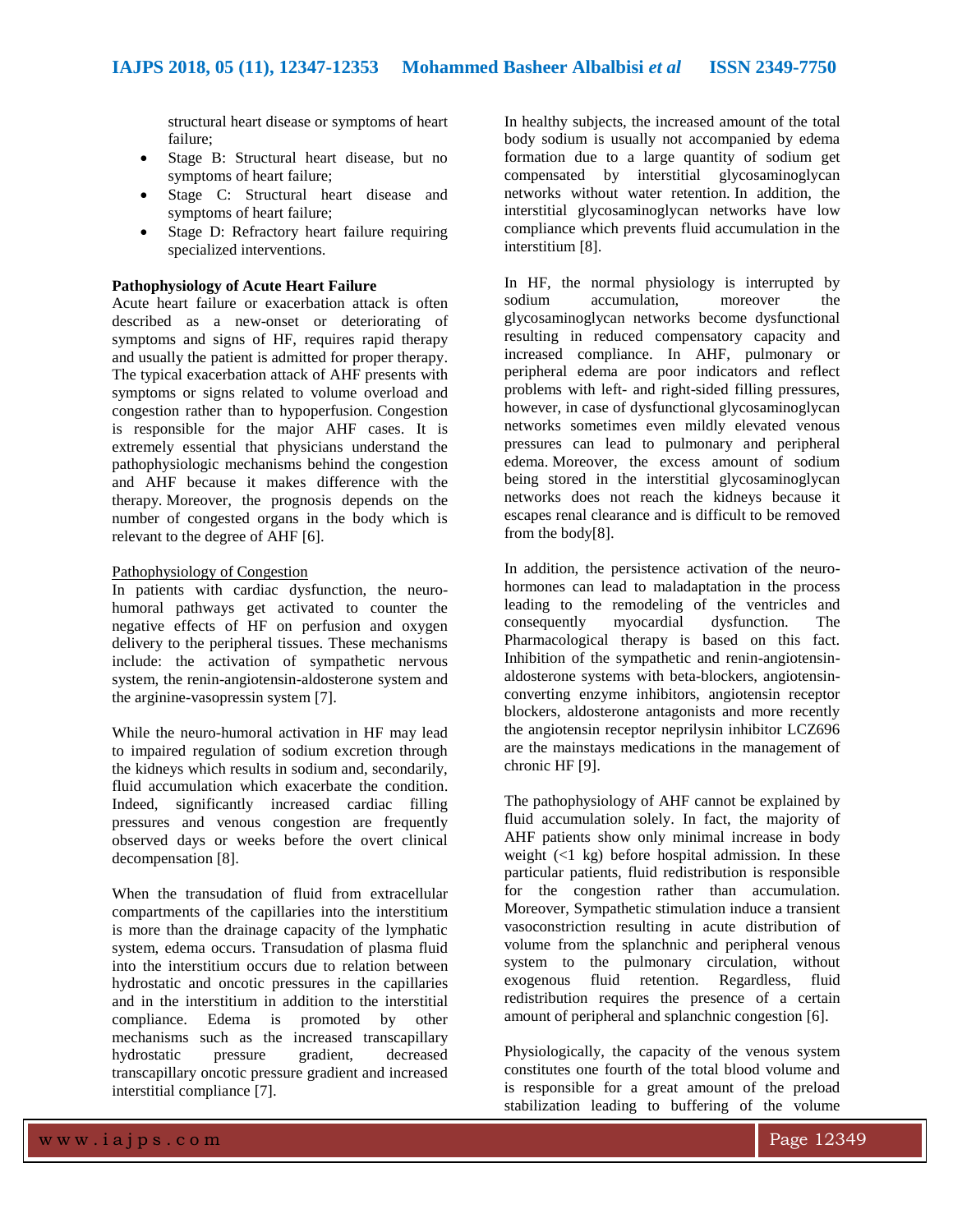structural heart disease or symptoms of heart failure;

- Stage B: Structural heart disease, but no symptoms of heart failure;
- Stage C: Structural heart disease and symptoms of heart failure;
- Stage D: Refractory heart failure requiring specialized interventions.

**Pathophysiology of Acute Heart Failure**

Acute heart failure or exacerbation attack is often described as a new-onset or deteriorating of symptoms and signs of HF, requires rapid therapy and usually the patient is admitted for proper therapy. The typical exacerbation attack of AHF presents with symptoms or signs related to volume overload and congestion rather than to hypoperfusion. Congestion is responsible for the major AHF cases. It is extremely essential that physicians understand the pathophysiologic mechanisms behind the congestion and AHF because it makes difference with the therapy. Moreover, the prognosis depends on the number of congested organs in the body which is relevant to the degree of AHF [6].

Pathophysiology of Congestion

In patients with cardiac dysfunction, the neuro-humoral pathways get activated to counter the negative effects of HF on perfusion and oxygen delivery to the peripheral tissues. These mechanisms include: the activation of sympathetic nervous system, the renin-angiotensin-aldosterone system and the arginine-vasopressin system [7].

While the neuro-humoral activation in HF may lead to impaired regulation of sodium excretion through the kidneys which results in sodium and, secondarily, fluid accumulation which exacerbate the condition. Indeed, significantly increased cardiac filling pressures and venous congestion are frequently observed days or weeks before the overt clinical decompensation [8].

When the transudation of fluid from extracellular compartments of the capillaries into the interstitium is more than the drainage capacity of the lymphatic system, edema occurs. Transudation of plasma fluid into the interstitium occurs due to relation between hydrostatic and oncotic pressures in the capillaries and in the interstitium in addition to the interstitial compliance. Edema is promoted by other mechanisms such as the increased transcapillary hydrostatic pressure gradient, decreased transcapillary oncotic pressure gradient and increased interstitial compliance [7].

In healthy subjects, the increased amount of the total body sodium is usually not accompanied by edema formation due to a large quantity of sodium get compensated by interstitial glycosaminoglycan networks without water retention. In addition, the interstitial glycosaminoglycan networks have low compliance which prevents fluid accumulation in the interstitium [8].

In HF, the normal physiology is interrupted by sodium accumulation, moreover the glycosaminoglycan networks become dysfunctional resulting in reduced compensatory capacity and increased compliance. In AHF, pulmonary or peripheral edema are poor indicators and reflect problems with left- and right-sided filling pressures, however, in case of dysfunctional glycosaminoglycan networks sometimes even mildly elevated venous pressures can lead to pulmonary and peripheral edema. Moreover, the excess amount of sodium being stored in the interstitial glycosaminoglycan networks does not reach the kidneys because it escapes renal clearance and is difficult to be removed from the body[8].

In addition, the persistence activation of the neuro-hormones can lead to maladaptation in the process leading to the remodeling of the ventricles and consequently myocardial dysfunction. The Pharmacological therapy is based on this fact. Inhibition of the sympathetic and renin-angiotensin-aldosterone systems with beta-blockers, angiotensin-converting enzyme inhibitors, angiotensin receptor blockers, aldosterone antagonists and more recently the angiotensin receptor neprilysin inhibitor LCZ696 are the mainstays medications in the management of chronic HF [9].

The pathophysiology of AHF cannot be explained by fluid accumulation solely. In fact, the majority of AHF patients show only minimal increase in body weight (<1 kg) before hospital admission. In these particular patients, fluid redistribution is responsible for the congestion rather than accumulation. Moreover, Sympathetic stimulation induce a transient vasoconstriction resulting in acute distribution of volume from the splanchnic and peripheral venous system to the pulmonary circulation, without exogenous fluid retention. Regardless, fluid redistribution requires the presence of a certain amount of peripheral and splanchnic congestion [6].

Physiologically, the capacity of the venous system constitutes one fourth of the total blood volume and is responsible for a great amount of the preload stabilization leading to buffering of the volume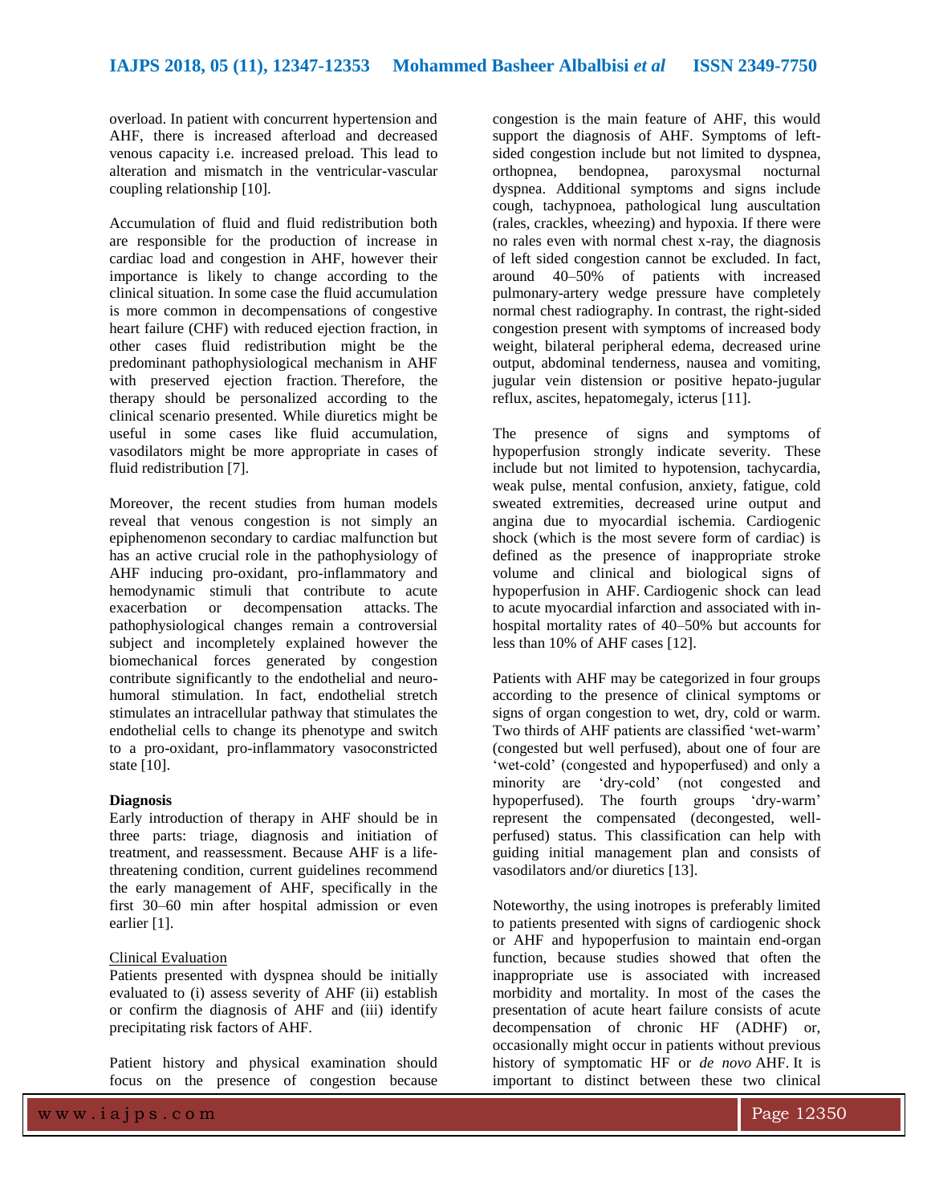overload. In patient with concurrent hypertension and AHF, there is increased afterload and decreased venous capacity i.e. increased preload. This lead to alteration and mismatch in the ventricular-vascular coupling relationship [10].

Accumulation of fluid and fluid redistribution both are responsible for the production of increase in cardiac load and congestion in AHF, however their importance is likely to change according to the clinical situation. In some case the fluid accumulation is more common in decompensations of congestive heart failure (CHF) with reduced ejection fraction, in other cases fluid redistribution might be the predominant pathophysiological mechanism in AHF with preserved ejection fraction. Therefore, the therapy should be personalized according to the clinical scenario presented. While diuretics might be useful in some cases like fluid accumulation, vasodilators might be more appropriate in cases of fluid redistribution [7].

Moreover, the recent studies from human models reveal that venous congestion is not simply an epiphenomenon secondary to cardiac malfunction but has an active crucial role in the pathophysiology of AHF inducing pro-oxidant, pro-inflammatory and hemodynamic stimuli that contribute to acute exacerbation or decompensation attacks. The pathophysiological changes remain a controversial subject and incompletely explained however the biomechanical forces generated by congestion contribute significantly to the endothelial and neuro-humoral stimulation. In fact, endothelial stretch stimulates an intracellular pathway that stimulates the endothelial cells to change its phenotype and switch to a pro-oxidant, pro-inflammatory vasoconstricted state [10].

**Diagnosis**

Early introduction of therapy in AHF should be in three parts: triage, diagnosis and initiation of treatment, and reassessment. Because AHF is a life-threatening condition, current guidelines recommend the early management of AHF, specifically in the first 30–60 min after hospital admission or even earlier [1].

Clinical Evaluation

Patients presented with dyspnea should be initially evaluated to (i) assess severity of AHF (ii) establish or confirm the diagnosis of AHF and (iii) identify precipitating risk factors of AHF.

Patient history and physical examination should focus on the presence of congestion because congestion is the main feature of AHF, this would support the diagnosis of AHF. Symptoms of left-sided congestion include but not limited to dyspnea, orthopnea, bendopnea, paroxysmal nocturnal dyspnea. Additional symptoms and signs include cough, tachypnoea, pathological lung auscultation (rales, crackles, wheezing) and hypoxia. If there were no rales even with normal chest x-ray, the diagnosis of left sided congestion cannot be excluded. In fact, around 40–50% of patients with increased pulmonary-artery wedge pressure have completely normal chest radiography. In contrast, the right-sided congestion present with symptoms of increased body weight, bilateral peripheral edema, decreased urine output, abdominal tenderness, nausea and vomiting, jugular vein distension or positive hepato-jugular reflux, ascites, hepatomegaly, icterus [11].

The presence of signs and symptoms of hypoperfusion strongly indicate severity. These include but not limited to hypotension, tachycardia, weak pulse, mental confusion, anxiety, fatigue, cold sweated extremities, decreased urine output and angina due to myocardial ischemia. Cardiogenic shock (which is the most severe form of cardiac) is defined as the presence of inappropriate stroke volume and clinical and biological signs of hypoperfusion in AHF. Cardiogenic shock can lead to acute myocardial infarction and associated with in-hospital mortality rates of 40–50% but accounts for less than 10% of AHF cases [12].

Patients with AHF may be categorized in four groups according to the presence of clinical symptoms or signs of organ congestion to wet, dry, cold or warm. Two thirds of AHF patients are classified 'wet-warm' (congested but well perfused), about one of four are 'wet-cold' (congested and hypoperfused) and only a minority are 'dry-cold' (not congested and hypoperfused). The fourth groups 'dry-warm' represent the compensated (decongested, well-perfused) status. This classification can help with guiding initial management plan and consists of vasodilators and/or diuretics [13].

Noteworthy, the using inotropes is preferably limited to patients presented with signs of cardiogenic shock or AHF and hypoperfusion to maintain end-organ function, because studies showed that often the inappropriate use is associated with increased morbidity and mortality. In most of the cases the presentation of acute heart failure consists of acute decompensation of chronic HF (ADHF) or, occasionally might occur in patients without previous history of symptomatic HF or *de novo* AHF. It is important to distinct between these two clinical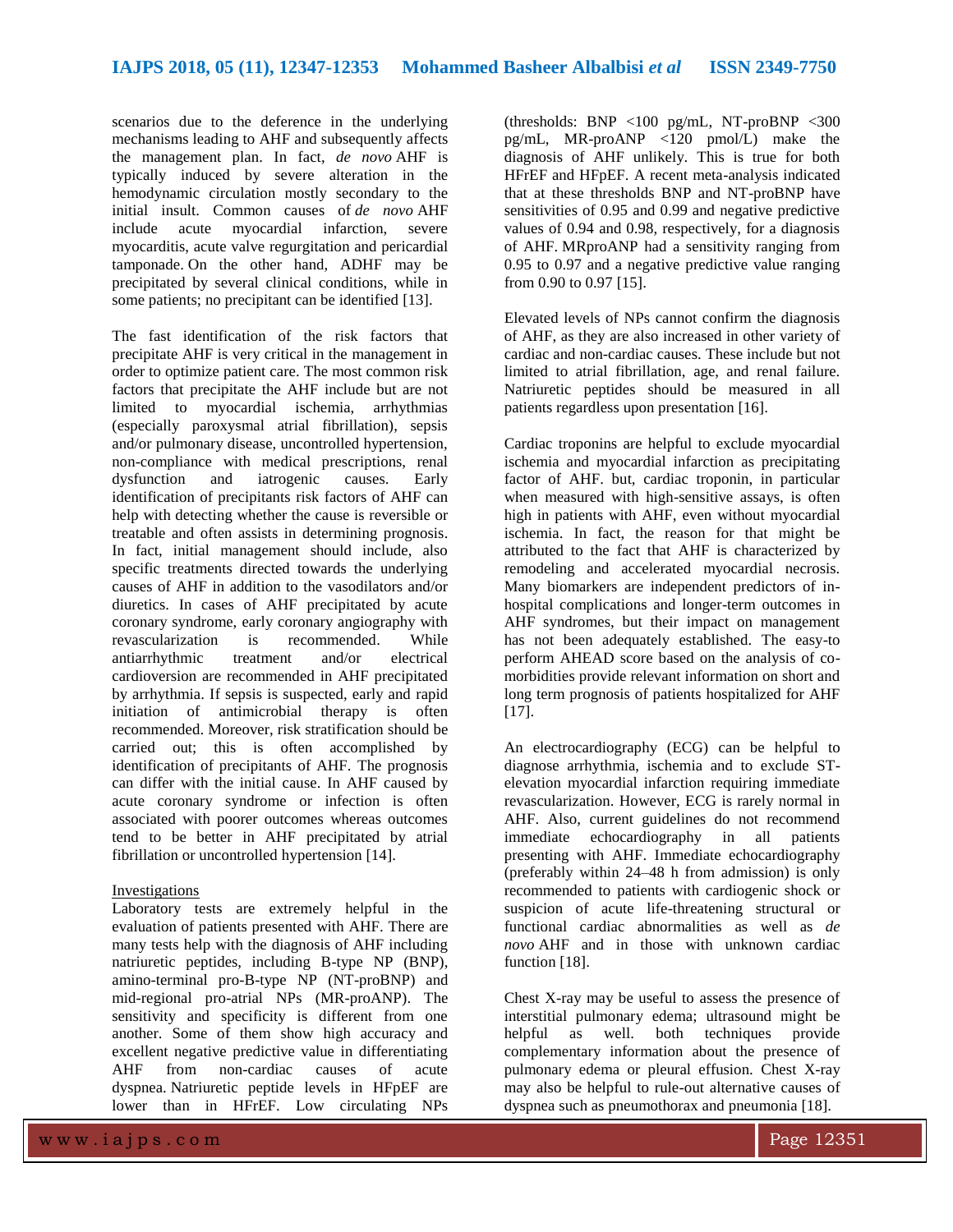scenarios due to the deference in the underlying mechanisms leading to AHF and subsequently affects the management plan. In fact, *de novo* AHF is typically induced by severe alteration in the hemodynamic circulation mostly secondary to the initial insult. Common causes of *de novo* AHF include acute myocardial infarction, severe myocarditis, acute valve regurgitation and pericardial tamponade. On the other hand, ADHF may be precipitated by several clinical conditions, while in some patients; no precipitant can be identified [13].

The fast identification of the risk factors that precipitate AHF is very critical in the management in order to optimize patient care. The most common risk factors that precipitate the AHF include but are not limited to myocardial ischemia, arrhythmias (especially paroxysmal atrial fibrillation), sepsis and/or pulmonary disease, uncontrolled hypertension, non-compliance with medical prescriptions, renal dysfunction and iatrogenic causes. Early identification of precipitants risk factors of AHF can help with detecting whether the cause is reversible or treatable and often assists in determining prognosis. In fact, initial management should include, also specific treatments directed towards the underlying causes of AHF in addition to the vasodilators and/or diuretics. In cases of AHF precipitated by acute coronary syndrome, early coronary angiography with revascularization is recommended. While antiarrhythmic treatment and/or electrical cardioversion are recommended in AHF precipitated by arrhythmia. If sepsis is suspected, early and rapid initiation of antimicrobial therapy is often recommended. Moreover, risk stratification should be carried out; this is often accomplished by identification of precipitants of AHF. The prognosis can differ with the initial cause. In AHF caused by acute coronary syndrome or infection is often associated with poorer outcomes whereas outcomes tend to be better in AHF precipitated by atrial fibrillation or uncontrolled hypertension [14].

Investigations

Laboratory tests are extremely helpful in the evaluation of patients presented with AHF. There are many tests help with the diagnosis of AHF including natriuretic peptides, including B-type NP (BNP), amino-terminal pro-B-type NP (NT-proBNP) and mid-regional pro-atrial NPs (MR-proANP). The sensitivity and specificity is different from one another. Some of them show high accuracy and excellent negative predictive value in differentiating AHF from non-cardiac causes of acute dyspnea. Natriuretic peptide levels in HFpEF are lower than in HFrEF. Low circulating NPs (thresholds: BNP <100 pg/mL, NT-proBNP <300 pg/mL, MR-proANP <120 pmol/L) make the diagnosis of AHF unlikely. This is true for both HFrEF and HFpEF. A recent meta-analysis indicated that at these thresholds BNP and NT-proBNP have sensitivities of 0.95 and 0.99 and negative predictive values of 0.94 and 0.98, respectively, for a diagnosis of AHF. MRproANP had a sensitivity ranging from 0.95 to 0.97 and a negative predictive value ranging from 0.90 to 0.97 [15].

Elevated levels of NPs cannot confirm the diagnosis of AHF, as they are also increased in other variety of cardiac and non-cardiac causes. These include but not limited to atrial fibrillation, age, and renal failure. Natriuretic peptides should be measured in all patients regardless upon presentation [16].

Cardiac troponins are helpful to exclude myocardial ischemia and myocardial infarction as precipitating factor of AHF. but, cardiac troponin, in particular when measured with high-sensitive assays, is often high in patients with AHF, even without myocardial ischemia. In fact, the reason for that might be attributed to the fact that AHF is characterized by remodeling and accelerated myocardial necrosis. Many biomarkers are independent predictors of in-hospital complications and longer-term outcomes in AHF syndromes, but their impact on management has not been adequately established. The easy-to perform AHEAD score based on the analysis of co-morbidities provide relevant information on short and long term prognosis of patients hospitalized for AHF [17].

An electrocardiography (ECG) can be helpful to diagnose arrhythmia, ischemia and to exclude ST-elevation myocardial infarction requiring immediate revascularization. However, ECG is rarely normal in AHF. Also, current guidelines do not recommend immediate echocardiography in all patients presenting with AHF. Immediate echocardiography (preferably within 24–48 h from admission) is only recommended to patients with cardiogenic shock or suspicion of acute life-threatening structural or functional cardiac abnormalities as well as *de novo* AHF and in those with unknown cardiac function [18].

Chest X-ray may be useful to assess the presence of interstitial pulmonary edema; ultrasound might be helpful as well. both techniques provide complementary information about the presence of pulmonary edema or pleural effusion. Chest X-ray may also be helpful to rule-out alternative causes of dyspnea such as pneumothorax and pneumonia [18].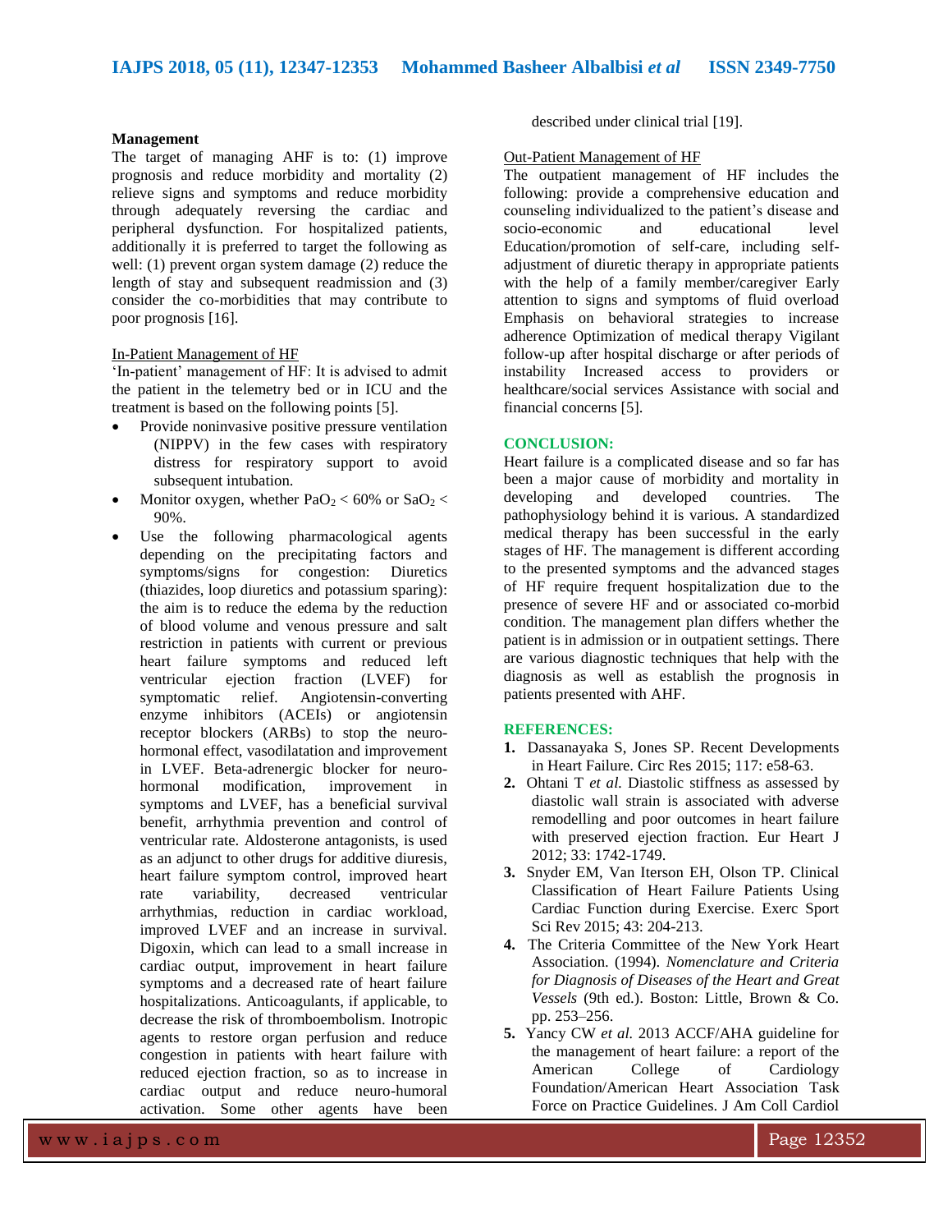### Management

The target of managing AHF is to: (1) improve prognosis and reduce morbidity and mortality (2) relieve signs and symptoms and reduce morbidity through adequately reversing the cardiac and peripheral dysfunction. For hospitalized patients, additionally it is preferred to target the following as well: (1) prevent organ system damage (2) reduce the length of stay and subsequent readmission and (3) consider the co-morbidities that may contribute to poor prognosis [16].

In-Patient Management of HF

'In-patient' management of HF: It is advised to admit the patient in the telemetry bed or in ICU and the treatment is based on the following points [5].

- Provide noninvasive positive pressure ventilation (NIPPV) in the few cases with respiratory distress for respiratory support to avoid subsequent intubation.
- Monitor oxygen, whether $PaO_2 < 60\%$ or $SaO_2 < 90\%$.
- Use the following pharmacological agents depending on the precipitating factors and symptoms/signs for congestion: Diuretics (thiazides, loop diuretics and potassium sparing): the aim is to reduce the edema by the reduction of blood volume and venous pressure and salt restriction in patients with current or previous heart failure symptoms and reduced left ventricular ejection fraction (LVEF) for symptomatic relief. Angiotensin-converting enzyme inhibitors (ACEIs) or angiotensin receptor blockers (ARBs) to stop the neuro-hormonal effect, vasodilatation and improvement in LVEF. Beta-adrenergic blocker for neuro-hormonal modification, improvement in symptoms and LVEF, has a beneficial survival benefit, arrhythmia prevention and control of ventricular rate. Aldosterone antagonists, is used as an adjunct to other drugs for additive diuresis, heart failure symptom control, improved heart rate variability, decreased ventricular arrhythmias, reduction in cardiac workload, improved LVEF and an increase in survival. Digoxin, which can lead to a small increase in cardiac output, improvement in heart failure symptoms and a decreased rate of heart failure hospitalizations. Anticoagulants, if applicable, to decrease the risk of thromboembolism. Inotropic agents to restore organ perfusion and reduce congestion in patients with heart failure with reduced ejection fraction, so as to increase in cardiac output and reduce neuro-humoral activation. Some other agents have been described under clinical trial [19].

Out-Patient Management of HF

The outpatient management of HF includes the following: provide a comprehensive education and counseling individualized to the patient's disease and socio-economic and educational level Education/promotion of self-care, including self-adjustment of diuretic therapy in appropriate patients with the help of a family member/caregiver Early attention to signs and symptoms of fluid overload Emphasis on behavioral strategies to increase adherence Optimization of medical therapy Vigilant follow-up after hospital discharge or after periods of instability Increased access to providers or healthcare/social services Assistance with social and financial concerns [5].

## CONCLUSION:

Heart failure is a complicated disease and so far has been a major cause of morbidity and mortality in developing and developed countries. The pathophysiology behind it is various. A standardized medical therapy has been successful in the early stages of HF. The management is different according to the presented symptoms and the advanced stages of HF require frequent hospitalization due to the presence of severe HF and or associated co-morbid condition. The management plan differs whether the patient is in admission or in outpatient settings. There are various diagnostic techniques that help with the diagnosis as well as establish the prognosis in patients presented with AHF.

## REFERENCES:

1. Dassanayaka S, Jones SP. Recent Developments in Heart Failure. Circ Res 2015; 117: e58-63.
2. Ohtani T *et al.* Diastolic stiffness as assessed by diastolic wall strain is associated with adverse remodelling and poor outcomes in heart failure with preserved ejection fraction. Eur Heart J 2012; 33: 1742-1749.
3. Snyder EM, Van Iterson EH, Olson TP. Clinical Classification of Heart Failure Patients Using Cardiac Function during Exercise. Exerc Sport Sci Rev 2015; 43: 204-213.
4. The Criteria Committee of the New York Heart Association. (1994). *Nomenclature and Criteria for Diagnosis of Diseases of the Heart and Great Vessels* (9th ed.). Boston: Little, Brown & Co. pp. 253–256.
5. Yancy CW *et al.* 2013 ACCF/AHA guideline for the management of heart failure: a report of the American College of Cardiology Foundation/American Heart Association Task Force on Practice Guidelines. J Am Coll Cardiol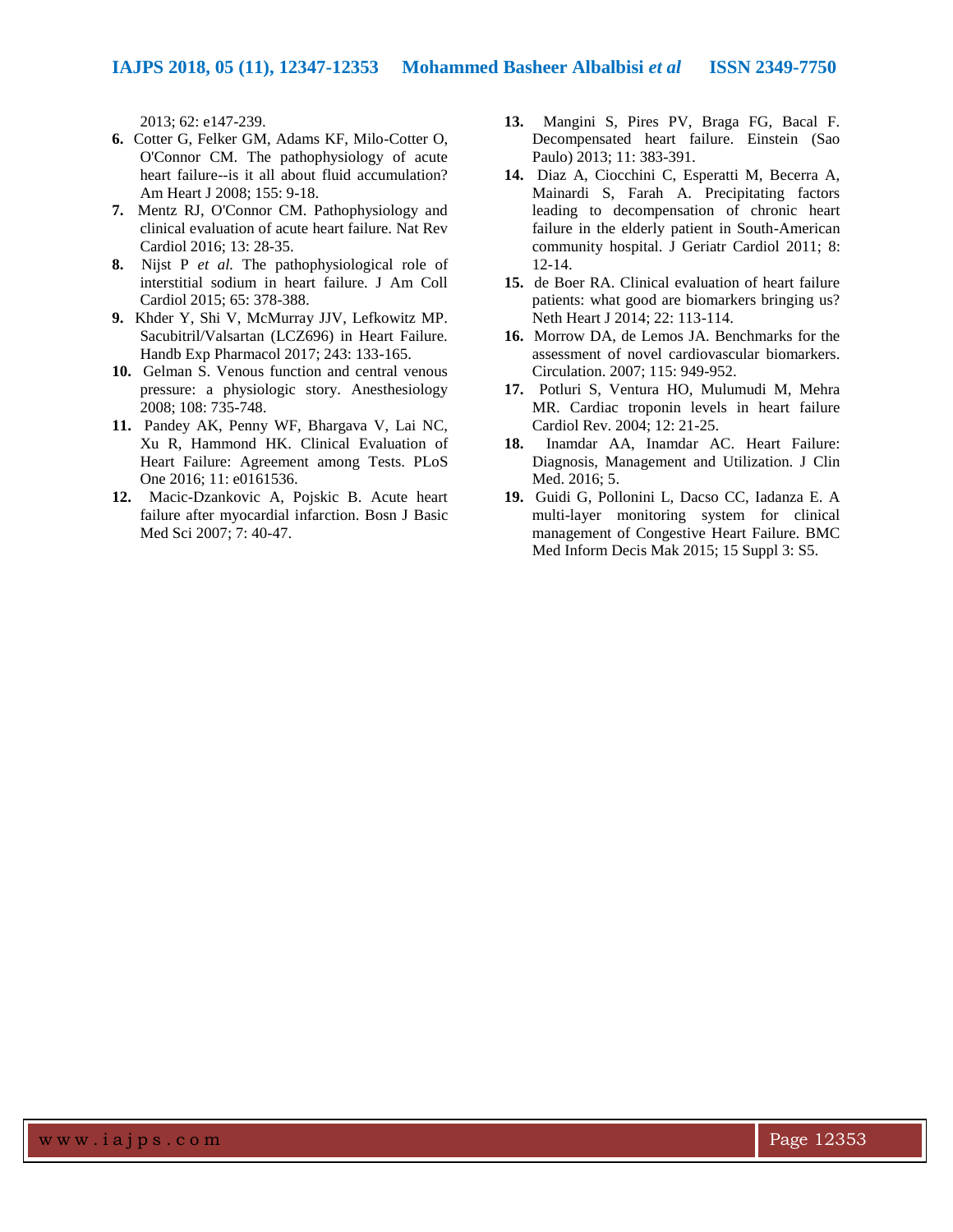2013; 62: e147-239.

6. Cotter G, Felker GM, Adams KF, Milo-Cotter O, O'Connor CM. The pathophysiology of acute heart failure--is it all about fluid accumulation? Am Heart J 2008; 155: 9-18.
7. Mentz RJ, O'Connor CM. Pathophysiology and clinical evaluation of acute heart failure. Nat Rev Cardiol 2016; 13: 28-35.
8. Nijst P *et al.* The pathophysiological role of interstitial sodium in heart failure. J Am Coll Cardiol 2015; 65: 378-388.
9. Khder Y, Shi V, McMurray JJV, Lefkowitz MP. Sacubitril/Valsartan (LCZ696) in Heart Failure. Handb Exp Pharmacol 2017; 243: 133-165.
10. Gelman S. Venous function and central venous pressure: a physiologic story. Anesthesiology 2008; 108: 735-748.
11. Pandey AK, Penny WF, Bhargava V, Lai NC, Xu R, Hammond HK. Clinical Evaluation of Heart Failure: Agreement among Tests. PLoS One 2016; 11: e0161536.
12. Macic-Dzankovic A, Pojskic B. Acute heart failure after myocardial infarction. Bosn J Basic Med Sci 2007; 7: 40-47.
13. Mangini S, Pires PV, Braga FG, Bacal F. Decompensated heart failure. Einstein (Sao Paulo) 2013; 11: 383-391.
14. Diaz A, Ciocchini C, Esperatti M, Becerra A, Mainardi S, Farah A. Precipitating factors leading to decompensation of chronic heart failure in the elderly patient in South-American community hospital. J Geriatr Cardiol 2011; 8: 12-14.
15. de Boer RA. Clinical evaluation of heart failure patients: what good are biomarkers bringing us? Neth Heart J 2014; 22: 113-114.
16. Morrow DA, de Lemos JA. Benchmarks for the assessment of novel cardiovascular biomarkers. Circulation. 2007; 115: 949-952.
17. Potluri S, Ventura HO, Mulumudi M, Mehra MR. Cardiac troponin levels in heart failure Cardiol Rev. 2004; 12: 21-25.
18. Inamdar AA, Inamdar AC. Heart Failure: Diagnosis, Management and Utilization. J Clin Med. 2016; 5.
19. Guidi G, Pollonini L, Dacso CC, Iadanza E. A multi-layer monitoring system for clinical management of Congestive Heart Failure. BMC Med Inform Decis Mak 2015; 15 Suppl 3: S5.